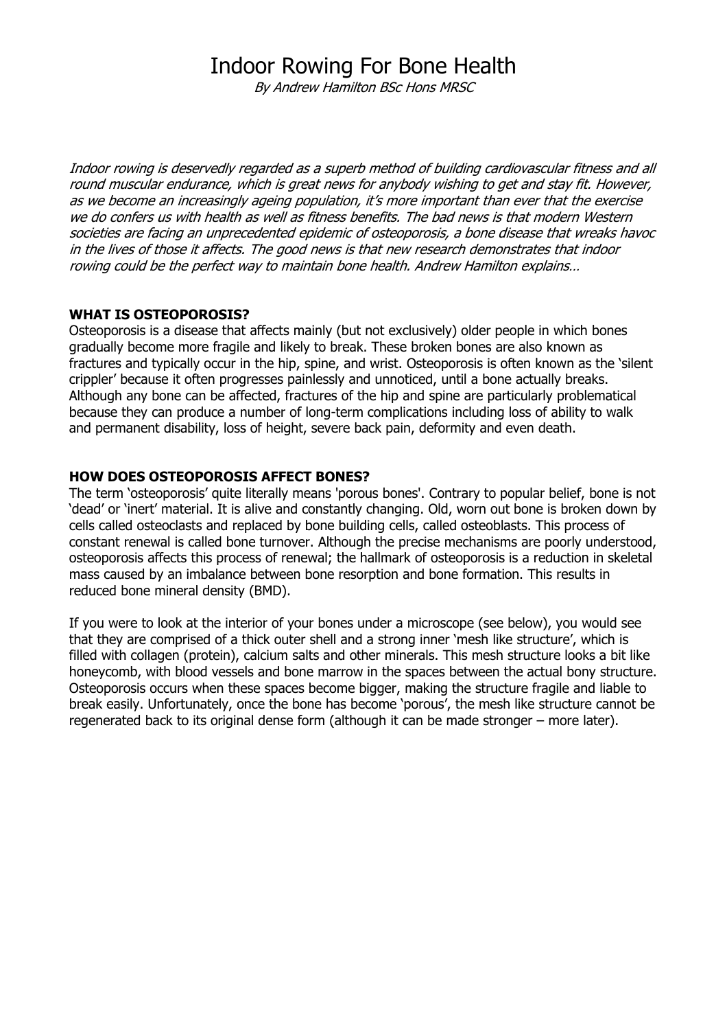# Indoor Rowing For Bone Health

*By Andrew Hamilton BSc Hons MRSC*

*Indoor rowing is deservedly regarded as a superb method of building cardiovascular fitness and all round muscular endurance, which is great news for anybody wishing to get and stay fit. However, as we become an increasingly ageing population, it's more important than ever that the exercise we do confers us with health as well as fitness benefits. The bad news is that modern Western societies are facing an unprecedented epidemic of osteoporosis, a bone disease that wreaks havoc in the lives of those it affects. The good news is that new research demonstrates that indoor rowing could be the perfect way to maintain bone health. Andrew Hamilton explains…*

## WHAT IS OSTEOPOROSIS?

Osteoporosis is a disease that affects mainly (but not exclusively) older people in which bones gradually become more fragile and likely to break. These broken bones are also known as fractures and typically occur in the hip, spine, and wrist. Osteoporosis is often known as the 'silent crippler' because it often progresses painlessly and unnoticed, until a bone actually breaks. Although any bone can be affected, fractures of the hip and spine are particularly problematical because they can produce a number of long-term complications including loss of ability to walk and permanent disability, loss of height, severe back pain, deformity and even death.

## HOW DOES OSTEOPOROSIS AFFECT BONES?

The term 'osteoporosis' quite literally means 'porous bones'. Contrary to popular belief, bone is not 'dead' or 'inert' material. It is alive and constantly changing. Old, worn out bone is broken down by cells called osteoclasts and replaced by bone building cells, called osteoblasts. This process of constant renewal is called bone turnover. Although the precise mechanisms are poorly understood, osteoporosis affects this process of renewal; the hallmark of osteoporosis is a reduction in skeletal mass caused by an imbalance between bone resorption and bone formation. This results in reduced bone mineral density (BMD).

If you were to look at the interior of your bones under a microscope (see below), you would see that they are comprised of a thick outer shell and a strong inner 'mesh like structure', which is filled with collagen (protein), calcium salts and other minerals. This mesh structure looks a bit like honeycomb, with blood vessels and bone marrow in the spaces between the actual bony structure. Osteoporosis occurs when these spaces become bigger, making the structure fragile and liable to break easily. Unfortunately, once the bone has become 'porous', the mesh like structure cannot be regenerated back to its original dense form (although it can be made stronger – more later).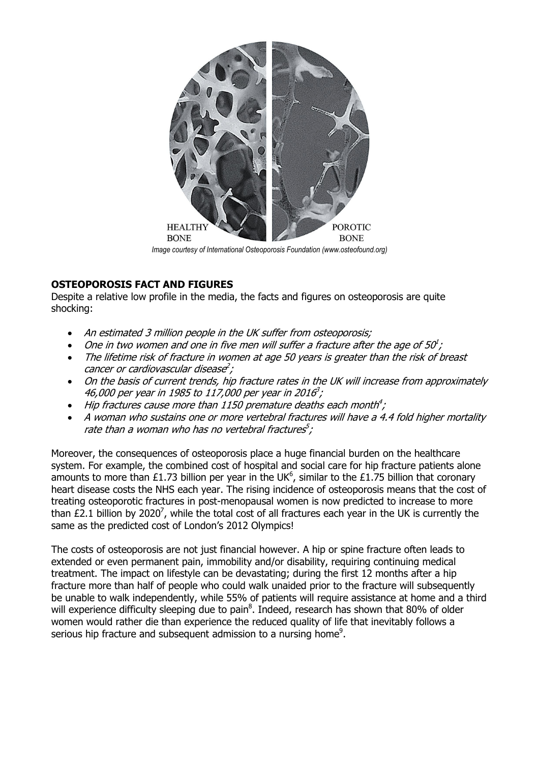HEALTHY BONE

POROTIC BONE

*Image courtesy of International Osteoporosis Foundation (www.osteofound.org)*

**OSTEOPOROSIS FACT AND FIGURES**

Despite a relative low profile in the media, the facts and figures on osteoporosis are quite shocking:

- *An estimated 3 million people in the UK suffer from osteoporosis;*
- *One in two women and one in five men will suffer a fracture after the age of 50*[1]*;*
- *The lifetime risk of fracture in women at age 50 years is greater than the risk of breast cancer or cardiovascular disease*[2]*;*
- *On the basis of current trends, hip fracture rates in the UK will increase from approximately 46,000 per year in 1985 to 117,000 per year in 2016*[3]*;*
- *Hip fractures cause more than 1150 premature deaths each month*[4]*;*
- *A woman who sustains one or more vertebral fractures will have a 4.4 fold higher mortality rate than a woman who has no vertebral fractures*[5]*;*

Moreover, the consequences of osteoporosis place a huge financial burden on the healthcare system. For example, the combined cost of hospital and social care for hip fracture patients alone amounts to more than £1.73 billion per year in the UK[6], similar to the £1.75 billion that coronary heart disease costs the NHS each year. The rising incidence of osteoporosis means that the cost of treating osteoporotic fractures in post-menopausal women is now predicted to increase to more than £2.1 billion by 2020[7], while the total cost of all fractures each year in the UK is currently the same as the predicted cost of London's 2012 Olympics!

The costs of osteoporosis are not just financial however. A hip or spine fracture often leads to extended or even permanent pain, immobility and/or disability, requiring continuing medical treatment. The impact on lifestyle can be devastating; during the first 12 months after a hip fracture more than half of people who could walk unaided prior to the fracture will subsequently be unable to walk independently, while 55% of patients will require assistance at home and a third will experience difficulty sleeping due to pain[8]. Indeed, research has shown that 80% of older women would rather die than experience the reduced quality of life that inevitably follows a serious hip fracture and subsequent admission to a nursing home[9].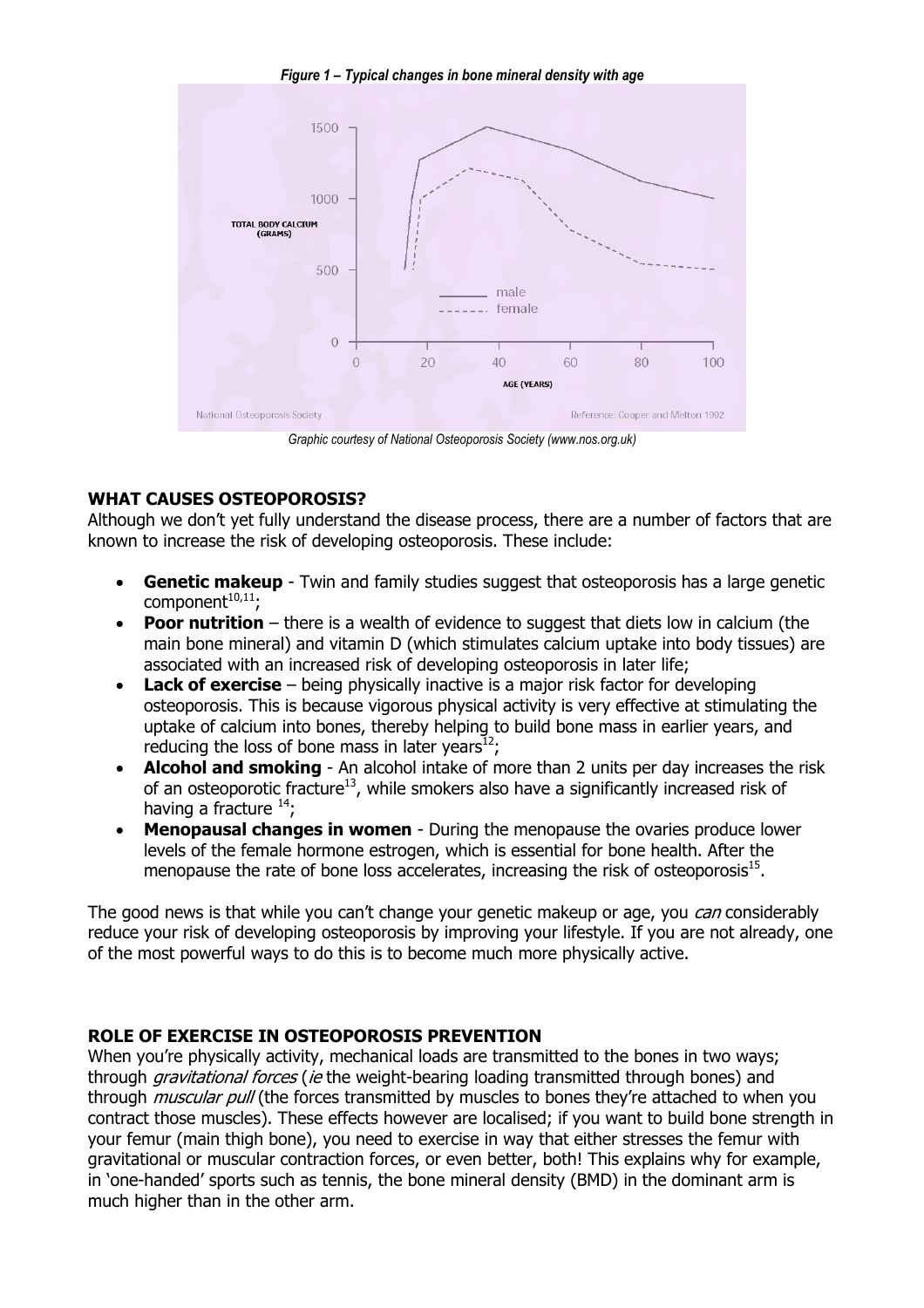*Figure 1 – Typical changes in bone mineral density with age*

*Graphic courtesy of National Osteoporosis Society (www.nos.org.uk)*

**WHAT CAUSES OSTEOPOROSIS?**

Although we don't yet fully understand the disease process, there are a number of factors that are known to increase the risk of developing osteoporosis. These include:

- **Genetic makeup** - Twin and family studies suggest that osteoporosis has a large genetic component[10,11];
- **Poor nutrition** – there is a wealth of evidence to suggest that diets low in calcium (the main bone mineral) and vitamin D (which stimulates calcium uptake into body tissues) are associated with an increased risk of developing osteoporosis in later life;
- **Lack of exercise** – being physically inactive is a major risk factor for developing osteoporosis. This is because vigorous physical activity is very effective at stimulating the uptake of calcium into bones, thereby helping to build bone mass in earlier years, and reducing the loss of bone mass in later years[12];
- **Alcohol and smoking** - An alcohol intake of more than 2 units per day increases the risk of an osteoporotic fracture[13], while smokers also have a significantly increased risk of having a fracture [14];
- **Menopausal changes in women** - During the menopause the ovaries produce lower levels of the female hormone estrogen, which is essential for bone health. After the menopause the rate of bone loss accelerates, increasing the risk of osteoporosis[15].

The good news is that while you can't change your genetic makeup or age, you *can* considerably reduce your risk of developing osteoporosis by improving your lifestyle. If you are not already, one of the most powerful ways to do this is to become much more physically active.

**ROLE OF EXERCISE IN OSTEOPOROSIS PREVENTION**

When you're physically activity, mechanical loads are transmitted to the bones in two ways; through *gravitational forces* (*ie* the weight-bearing loading transmitted through bones) and through *muscular pull* (the forces transmitted by muscles to bones they're attached to when you contract those muscles). These effects however are localised; if you want to build bone strength in your femur (main thigh bone), you need to exercise in way that either stresses the femur with gravitational or muscular contraction forces, or even better, both! This explains why for example, in 'one-handed' sports such as tennis, the bone mineral density (BMD) in the dominant arm is much higher than in the other arm.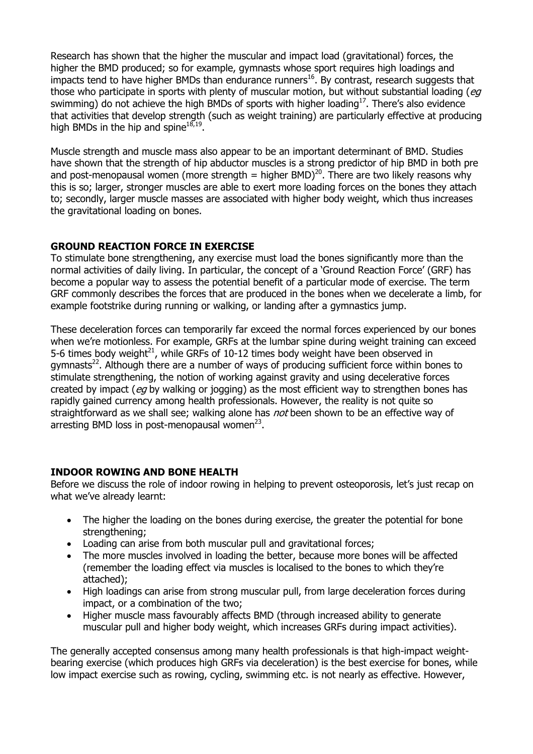Research has shown that the higher the muscular and impact load (gravitational) forces, the higher the BMD produced; so for example, gymnasts whose sport requires high loadings and impacts tend to have higher BMDs than endurance runners[16]. By contrast, research suggests that those who participate in sports with plenty of muscular motion, but without substantial loading (*eg* swimming) do not achieve the high BMDs of sports with higher loading[17]. There's also evidence that activities that develop strength (such as weight training) are particularly effective at producing high BMDs in the hip and spine[18,19].

Muscle strength and muscle mass also appear to be an important determinant of BMD. Studies have shown that the strength of hip abductor muscles is a strong predictor of hip BMD in both pre and post-menopausal women (more strength = higher BMD)[20]. There are two likely reasons why this is so; larger, stronger muscles are able to exert more loading forces on the bones they attach to; secondly, larger muscle masses are associated with higher body weight, which thus increases the gravitational loading on bones.

## GROUND REACTION FORCE IN EXERCISE

To stimulate bone strengthening, any exercise must load the bones significantly more than the normal activities of daily living. In particular, the concept of a 'Ground Reaction Force' (GRF) has become a popular way to assess the potential benefit of a particular mode of exercise. The term GRF commonly describes the forces that are produced in the bones when we decelerate a limb, for example footstrike during running or walking, or landing after a gymnastics jump.

These deceleration forces can temporarily far exceed the normal forces experienced by our bones when we're motionless. For example, GRFs at the lumbar spine during weight training can exceed 5-6 times body weight[21], while GRFs of 10-12 times body weight have been observed in gymnasts[22]. Although there are a number of ways of producing sufficient force within bones to stimulate strengthening, the notion of working against gravity and using decelerative forces created by impact (*eg* by walking or jogging) as the most efficient way to strengthen bones has rapidly gained currency among health professionals. However, the reality is not quite so straightforward as we shall see; walking alone has *not* been shown to be an effective way of arresting BMD loss in post-menopausal women[23].

## INDOOR ROWING AND BONE HEALTH

Before we discuss the role of indoor rowing in helping to prevent osteoporosis, let's just recap on what we've already learnt:

- The higher the loading on the bones during exercise, the greater the potential for bone strengthening;
- Loading can arise from both muscular pull and gravitational forces;
- The more muscles involved in loading the better, because more bones will be affected (remember the loading effect via muscles is localised to the bones to which they're attached);
- High loadings can arise from strong muscular pull, from large deceleration forces during impact, or a combination of the two;
- Higher muscle mass favourably affects BMD (through increased ability to generate muscular pull and higher body weight, which increases GRFs during impact activities).

The generally accepted consensus among many health professionals is that high-impact weight-bearing exercise (which produces high GRFs via deceleration) is the best exercise for bones, while low impact exercise such as rowing, cycling, swimming etc. is not nearly as effective. However,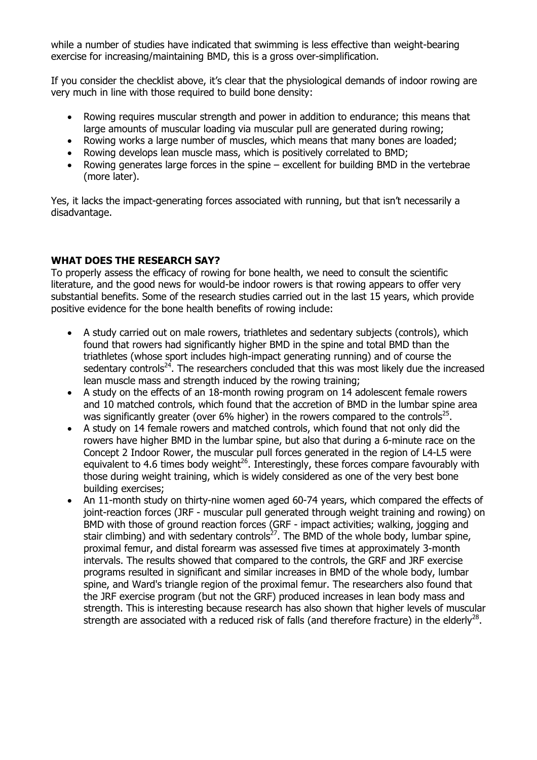while a number of studies have indicated that swimming is less effective than weight-bearing exercise for increasing/maintaining BMD, this is a gross over-simplification.

If you consider the checklist above, it's clear that the physiological demands of indoor rowing are very much in line with those required to build bone density:

- Rowing requires muscular strength and power in addition to endurance; this means that large amounts of muscular loading via muscular pull are generated during rowing;
- Rowing works a large number of muscles, which means that many bones are loaded;
- Rowing develops lean muscle mass, which is positively correlated to BMD;
- Rowing generates large forces in the spine – excellent for building BMD in the vertebrae (more later).

Yes, it lacks the impact-generating forces associated with running, but that isn't necessarily a disadvantage.

**WHAT DOES THE RESEARCH SAY?**

To properly assess the efficacy of rowing for bone health, we need to consult the scientific literature, and the good news for would-be indoor rowers is that rowing appears to offer very substantial benefits. Some of the research studies carried out in the last 15 years, which provide positive evidence for the bone health benefits of rowing include:

- A study carried out on male rowers, triathletes and sedentary subjects (controls), which found that rowers had significantly higher BMD in the spine and total BMD than the triathletes (whose sport includes high-impact generating running) and of course the sedentary controls[24]. The researchers concluded that this was most likely due the increased lean muscle mass and strength induced by the rowing training;
- A study on the effects of an 18-month rowing program on 14 adolescent female rowers and 10 matched controls, which found that the accretion of BMD in the lumbar spine area was significantly greater (over 6% higher) in the rowers compared to the controls[25].
- A study on 14 female rowers and matched controls, which found that not only did the rowers have higher BMD in the lumbar spine, but also that during a 6-minute race on the Concept 2 Indoor Rower, the muscular pull forces generated in the region of L4-L5 were equivalent to 4.6 times body weight[26]. Interestingly, these forces compare favourably with those during weight training, which is widely considered as one of the very best bone building exercises;
- An 11-month study on thirty-nine women aged 60-74 years, which compared the effects of joint-reaction forces (JRF - muscular pull generated through weight training and rowing) on BMD with those of ground reaction forces (GRF - impact activities; walking, jogging and stair climbing) and with sedentary controls[27]. The BMD of the whole body, lumbar spine, proximal femur, and distal forearm was assessed five times at approximately 3-month intervals. The results showed that compared to the controls, the GRF and JRF exercise programs resulted in significant and similar increases in BMD of the whole body, lumbar spine, and Ward's triangle region of the proximal femur. The researchers also found that the JRF exercise program (but not the GRF) produced increases in lean body mass and strength. This is interesting because research has also shown that higher levels of muscular strength are associated with a reduced risk of falls (and therefore fracture) in the elderly[28].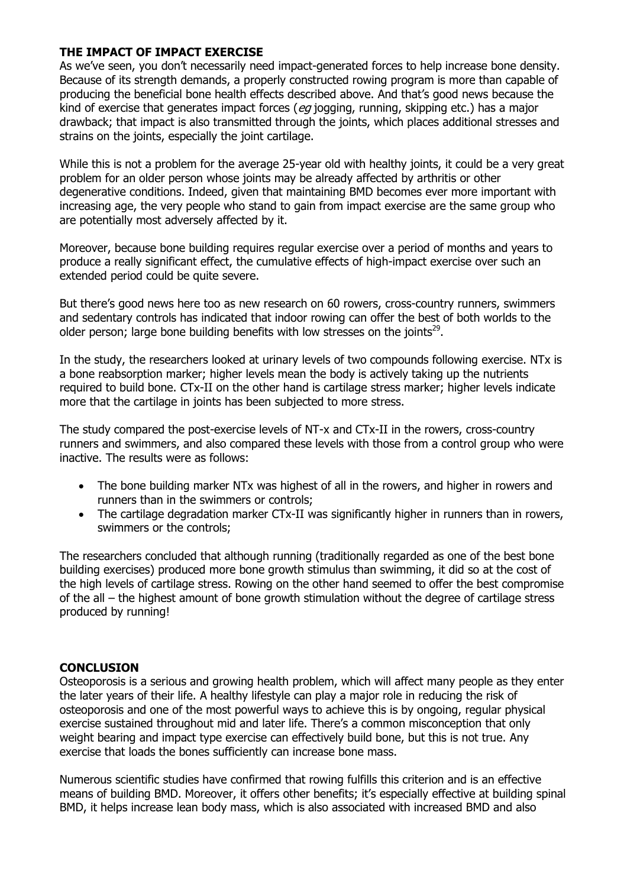## THE IMPACT OF IMPACT EXERCISE

As we've seen, you don't necessarily need impact-generated forces to help increase bone density. Because of its strength demands, a properly constructed rowing program is more than capable of producing the beneficial bone health effects described above. And that's good news because the kind of exercise that generates impact forces (*eg* jogging, running, skipping etc.) has a major drawback; that impact is also transmitted through the joints, which places additional stresses and strains on the joints, especially the joint cartilage.

While this is not a problem for the average 25-year old with healthy joints, it could be a very great problem for an older person whose joints may be already affected by arthritis or other degenerative conditions. Indeed, given that maintaining BMD becomes ever more important with increasing age, the very people who stand to gain from impact exercise are the same group who are potentially most adversely affected by it.

Moreover, because bone building requires regular exercise over a period of months and years to produce a really significant effect, the cumulative effects of high-impact exercise over such an extended period could be quite severe.

But there's good news here too as new research on 60 rowers, cross-country runners, swimmers and sedentary controls has indicated that indoor rowing can offer the best of both worlds to the older person; large bone building benefits with low stresses on the joints[29].

In the study, the researchers looked at urinary levels of two compounds following exercise. NTx is a bone reabsorption marker; higher levels mean the body is actively taking up the nutrients required to build bone. CTx-II on the other hand is cartilage stress marker; higher levels indicate more that the cartilage in joints has been subjected to more stress.

The study compared the post-exercise levels of NT-x and CTx-II in the rowers, cross-country runners and swimmers, and also compared these levels with those from a control group who were inactive. The results were as follows:

- The bone building marker NTx was highest of all in the rowers, and higher in rowers and runners than in the swimmers or controls;
- The cartilage degradation marker CTx-II was significantly higher in runners than in rowers, swimmers or the controls;

The researchers concluded that although running (traditionally regarded as one of the best bone building exercises) produced more bone growth stimulus than swimming, it did so at the cost of the high levels of cartilage stress. Rowing on the other hand seemed to offer the best compromise of the all – the highest amount of bone growth stimulation without the degree of cartilage stress produced by running!

## CONCLUSION

Osteoporosis is a serious and growing health problem, which will affect many people as they enter the later years of their life. A healthy lifestyle can play a major role in reducing the risk of osteoporosis and one of the most powerful ways to achieve this is by ongoing, regular physical exercise sustained throughout mid and later life. There's a common misconception that only weight bearing and impact type exercise can effectively build bone, but this is not true. Any exercise that loads the bones sufficiently can increase bone mass.

Numerous scientific studies have confirmed that rowing fulfills this criterion and is an effective means of building BMD. Moreover, it offers other benefits; it's especially effective at building spinal BMD, it helps increase lean body mass, which is also associated with increased BMD and also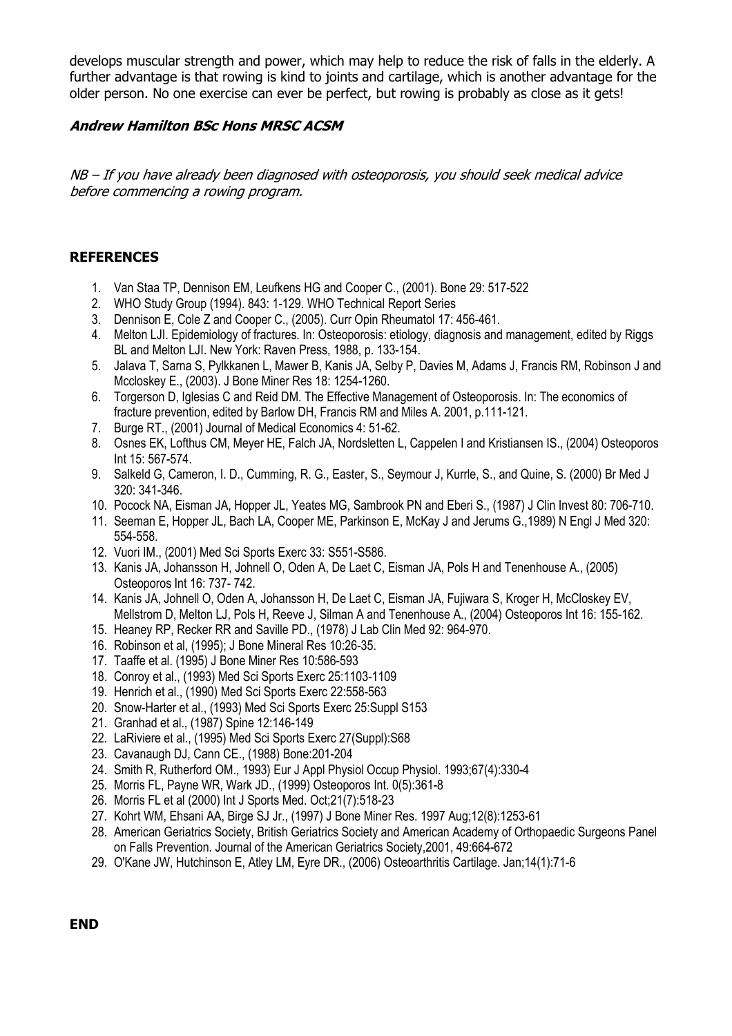develops muscular strength and power, which may help to reduce the risk of falls in the elderly. A further advantage is that rowing is kind to joints and cartilage, which is another advantage for the older person. No one exercise can ever be perfect, but rowing is probably as close as it gets!

***Andrew Hamilton BSc Hons MRSC ACSM***

*NB – If you have already been diagnosed with osteoporosis, you should seek medical advice before commencing a rowing program.*

## REFERENCES

1. Van Staa TP, Dennison EM, Leufkens HG and Cooper C., (2001). Bone 29: 517-522
2. WHO Study Group (1994). 843: 1-129. WHO Technical Report Series
3. Dennison E, Cole Z and Cooper C., (2005). Curr Opin Rheumatol 17: 456-461.
4. Melton LJI. Epidemiology of fractures. In: Osteoporosis: etiology, diagnosis and management, edited by Riggs BL and Melton LJI. New York: Raven Press, 1988, p. 133-154.
5. Jalava T, Sarna S, Pylkkanen L, Mawer B, Kanis JA, Selby P, Davies M, Adams J, Francis RM, Robinson J and Mccloskey E., (2003). J Bone Miner Res 18: 1254-1260.
6. Torgerson D, Iglesias C and Reid DM. The Effective Management of Osteoporosis. In: The economics of fracture prevention, edited by Barlow DH, Francis RM and Miles A. 2001, p.111-121.
7. Burge RT., (2001) Journal of Medical Economics 4: 51-62.
8. Osnes EK, Lofthus CM, Meyer HE, Falch JA, Nordsletten L, Cappelen I and Kristiansen IS., (2004) Osteoporos Int 15: 567-574.
9. Salkeld G, Cameron, I. D., Cumming, R. G., Easter, S., Seymour J, Kurrle, S., and Quine, S. (2000) Br Med J 320: 341-346.
10. Pocock NA, Eisman JA, Hopper JL, Yeates MG, Sambrook PN and Eberi S., (1987) J Clin Invest 80: 706-710.
11. Seeman E, Hopper JL, Bach LA, Cooper ME, Parkinson E, McKay J and Jerums G.,1989) N Engl J Med 320: 554-558.
12. Vuori IM., (2001) Med Sci Sports Exerc 33: S551-S586.
13. Kanis JA, Johansson H, Johnell O, Oden A, De Laet C, Eisman JA, Pols H and Tenenhouse A., (2005) Osteoporos Int 16: 737- 742.
14. Kanis JA, Johnell O, Oden A, Johansson H, De Laet C, Eisman JA, Fujiwara S, Kroger H, McCloskey EV, Mellstrom D, Melton LJ, Pols H, Reeve J, Silman A and Tenenhouse A., (2004) Osteoporos Int 16: 155-162.
15. Heaney RP, Recker RR and Saville PD., (1978) J Lab Clin Med 92: 964-970.
16. Robinson et al, (1995); J Bone Mineral Res 10:26-35.
17. Taaffe et al. (1995) J Bone Miner Res 10:586-593
18. Conroy et al., (1993) Med Sci Sports Exerc 25:1103-1109
19. Henrich et al., (1990) Med Sci Sports Exerc 22:558-563
20. Snow-Harter et al., (1993) Med Sci Sports Exerc 25:Suppl S153
21. Granhad et al., (1987) Spine 12:146-149
22. LaRiviere et al., (1995) Med Sci Sports Exerc 27(Suppl):S68
23. Cavanaugh DJ, Cann CE., (1988) Bone:201-204
24. Smith R, Rutherford OM., 1993) Eur J Appl Physiol Occup Physiol. 1993;67(4):330-4
25. Morris FL, Payne WR, Wark JD., (1999) Osteoporos Int. 0(5):361-8
26. Morris FL et al (2000) Int J Sports Med. Oct;21(7):518-23
27. Kohrt WM, Ehsani AA, Birge SJ Jr., (1997) J Bone Miner Res. 1997 Aug;12(8):1253-61
28. American Geriatrics Society, British Geriatrics Society and American Academy of Orthopaedic Surgeons Panel on Falls Prevention. Journal of the American Geriatrics Society,2001, 49:664-672
29. O'Kane JW, Hutchinson E, Atley LM, Eyre DR., (2006) Osteoarthritis Cartilage. Jan;14(1):71-6

**END**